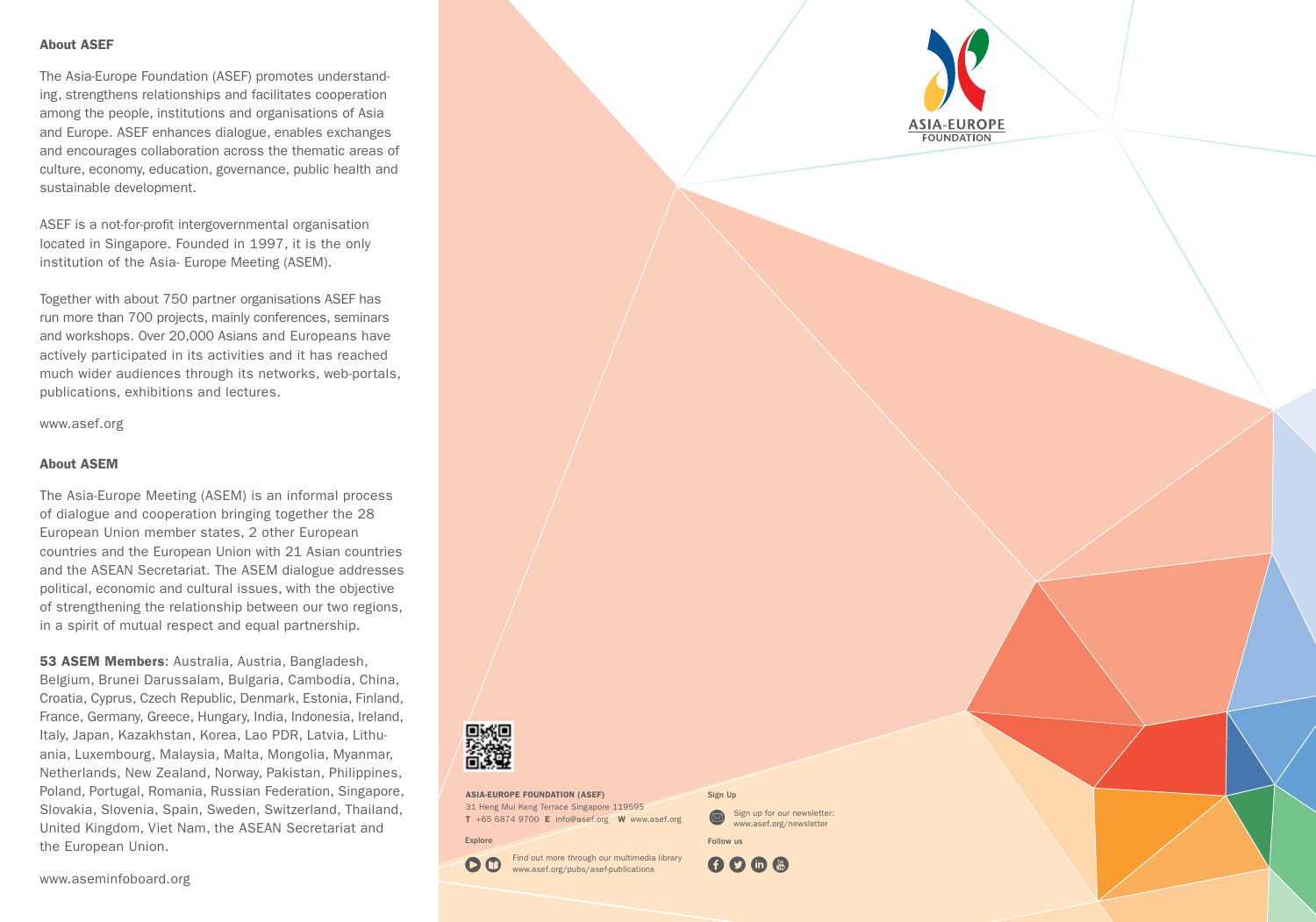## About ASEF

The Asia-Europe Foundation (ASEF) promotes understanding, strengthens relationships and facilitates cooperation among the people, institutions and organisations of Asia and Europe. ASEF enhances dialogue, enables exchanges and encourages collaboration across the thematic areas of culture, economy, education, governance, public health and sustainable development.

ASEF is a not-for-profit intergovernmental organisation located in Singapore. Founded in 1997, it is the only institution of the Asia- Europe Meeting (ASEM).

Together with about 750 partner organisations ASEF has run more than 700 projects, mainly conferences, seminars and workshops. Over 20,000 Asians and Europeans have actively participated in its activities and it has reached much wider audiences through its networks, web-portals, publications, exhibitions and lectures.

www.asef.org

## About ASEM

The Asia-Europe Meeting (ASEM) is an informal process of dialogue and cooperation bringing together the 28 European Union member states, 2 other European countries and the European Union with 21 Asian countries and the ASEAN Secretariat. The ASEM dialogue addresses political, economic and cultural issues, with the objective of strengthening the relationship between our two regions, in a spirit of mutual respect and equal partnership.

**53 ASEM Members**: Australia, Austria, Bangladesh, Belgium, Brunei Darussalam, Bulgaria, Cambodia, China, Croatia, Cyprus, Czech Republic, Denmark, Estonia, Finland, France, Germany, Greece, Hungary, India, Indonesia, Ireland, Italy, Japan, Kazakhstan, Korea, Lao PDR, Latvia, Lithuania, Luxembourg, Malaysia, Malta, Mongolia, Myanmar, Netherlands, New Zealand, Norway, Pakistan, Philippines, Poland, Portugal, Romania, Russian Federation, Singapore, Slovakia, Slovenia, Spain, Sweden, Switzerland, Thailand, United Kingdom, Viet Nam, the ASEAN Secretariat and the European Union.

www.aseminfoboard.org

ASIA-EUROPE FOUNDATION

**ASIA-EUROPE FOUNDATION (ASEF)**
31 Heng Mui Keng Terrace Singapore 119595
**T** +65 6874 9700 **E** info@asef.org **W** www.asef.org

**Explore**
Find out more through our multimedia library
www.asef.org/pubs/asef-publications

**Sign Up**
Sign up for our newsletter:
www.asef.org/newsletter

**Follow us**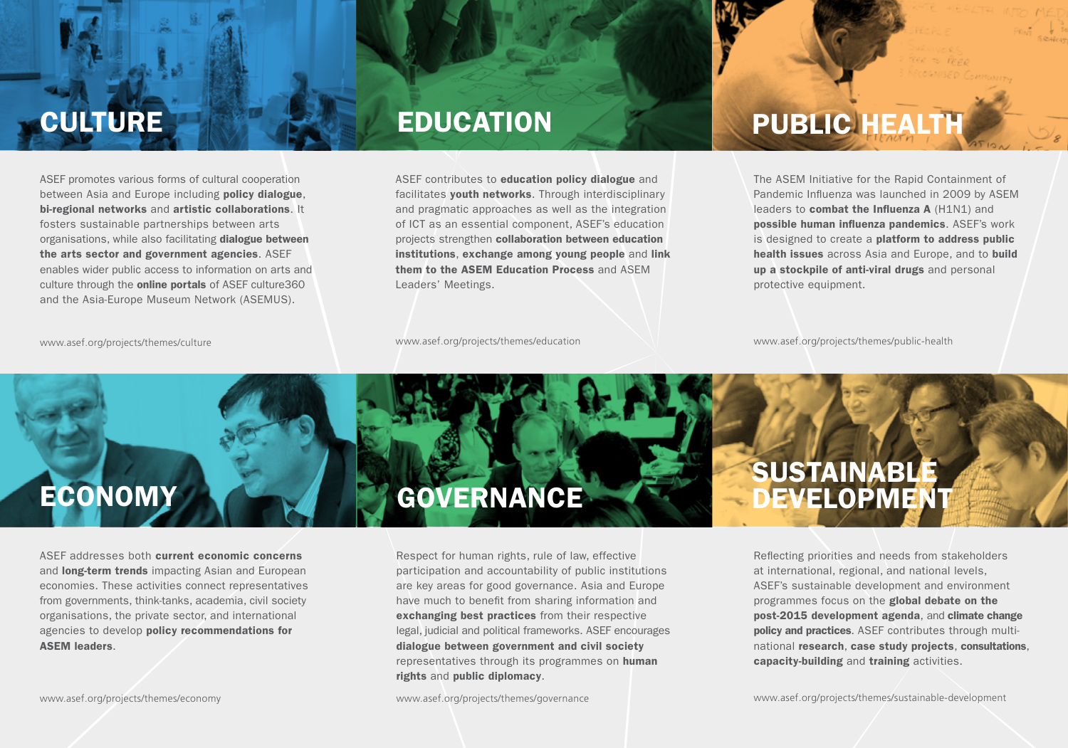## CULTURE

ASEF promotes various forms of cultural cooperation between Asia and Europe including **policy dialogue**, **bi-regional networks** and **artistic collaborations**. It fosters sustainable partnerships between arts organisations, while also facilitating **dialogue between the arts sector and government agencies**. ASEF enables wider public access to information on arts and culture through the **online portals** of ASEF culture360 and the Asia-Europe Museum Network (ASEMUS).

www.asef.org/projects/themes/culture

## EDUCATION

ASEF contributes to **education policy dialogue** and facilitates **youth networks**. Through interdisciplinary and pragmatic approaches as well as the integration of ICT as an essential component, ASEF's education projects strengthen **collaboration between education institutions**, **exchange among young people** and **link them to the ASEM Education Process** and ASEM Leaders' Meetings.

www.asef.org/projects/themes/education

## PUBLIC HEALTH

The ASEM Initiative for the Rapid Containment of Pandemic Influenza was launched in 2009 by ASEM leaders to **combat the Influenza A** (H1N1) and **possible human influenza pandemics**. ASEF's work is designed to create a **platform to address public health issues** across Asia and Europe, and to **build up a stockpile of anti-viral drugs** and personal protective equipment.

www.asef.org/projects/themes/public-health

## ECONOMY

ASEF addresses both **current economic concerns** and **long-term trends** impacting Asian and European economies. These activities connect representatives from governments, think-tanks, academia, civil society organisations, the private sector, and international agencies to develop **policy recommendations for ASEM leaders**.

www.asef.org/projects/themes/economy

## GOVERNANCE

Respect for human rights, rule of law, effective participation and accountability of public institutions are key areas for good governance. Asia and Europe have much to benefit from sharing information and **exchanging best practices** from their respective legal, judicial and political frameworks. ASEF encourages **dialogue between government and civil society** representatives through its programmes on **human rights** and **public diplomacy**.

www.asef.org/projects/themes/governance

## SUSTAINABLE DEVELOPMENT

Reflecting priorities and needs from stakeholders at international, regional, and national levels, ASEF's sustainable development and environment programmes focus on the **global debate on the post-2015 development agenda**, and **climate change policy and practices**. ASEF contributes through multi-national **research**, **case study projects**, **consultations**, **capacity-building** and **training** activities.

www.asef.org/projects/themes/sustainable-development